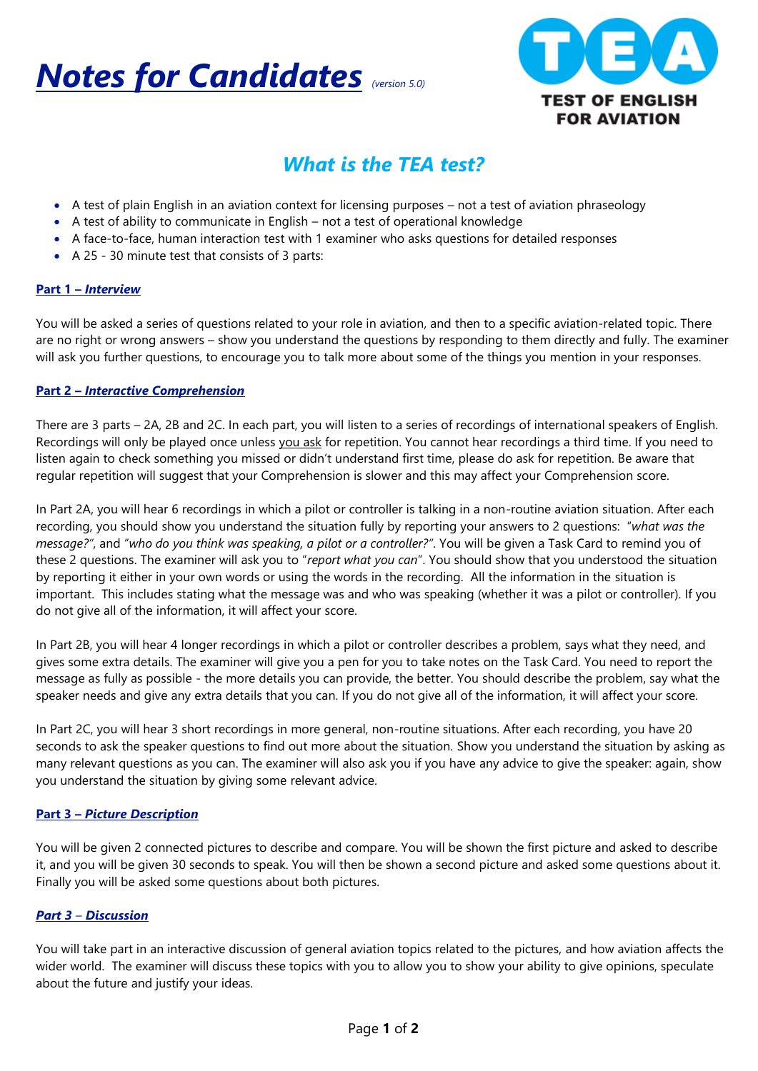# Notes for Candidates *(version 5.0)*

**TEA**
**TEST OF ENGLISH FOR AVIATION**

## *What is the TEA test?*

- A test of plain English in an aviation context for licensing purposes – not a test of aviation phraseology
- A test of ability to communicate in English – not a test of operational knowledge
- A face-to-face, human interaction test with 1 examiner who asks questions for detailed responses
- A 25 - 30 minute test that consists of 3 parts:

### Part 1 – *Interview*

You will be asked a series of questions related to your role in aviation, and then to a specific aviation-related topic. There are no right or wrong answers – show you understand the questions by responding to them directly and fully. The examiner will ask you further questions, to encourage you to talk more about some of the things you mention in your responses.

### Part 2 – *Interactive Comprehension*

There are 3 parts – 2A, 2B and 2C. In each part, you will listen to a series of recordings of international speakers of English. Recordings will only be played once unless you ask for repetition. You cannot hear recordings a third time. If you need to listen again to check something you missed or didn't understand first time, please do ask for repetition. Be aware that regular repetition will suggest that your Comprehension is slower and this may affect your Comprehension score.

In Part 2A, you will hear 6 recordings in which a pilot or controller is talking in a non-routine aviation situation. After each recording, you should show you understand the situation fully by reporting your answers to 2 questions: "*what was the message?*", and "*who do you think was speaking, a pilot or a controller?*". You will be given a Task Card to remind you of these 2 questions. The examiner will ask you to "*report what you can*". You should show that you understood the situation by reporting it either in your own words or using the words in the recording. All the information in the situation is important. This includes stating what the message was and who was speaking (whether it was a pilot or controller). If you do not give all of the information, it will affect your score.

In Part 2B, you will hear 4 longer recordings in which a pilot or controller describes a problem, says what they need, and gives some extra details. The examiner will give you a pen for you to take notes on the Task Card. You need to report the message as fully as possible - the more details you can provide, the better. You should describe the problem, say what the speaker needs and give any extra details that you can. If you do not give all of the information, it will affect your score.

In Part 2C, you will hear 3 short recordings in more general, non-routine situations. After each recording, you have 20 seconds to ask the speaker questions to find out more about the situation. Show you understand the situation by asking as many relevant questions as you can. The examiner will also ask you if you have any advice to give the speaker: again, show you understand the situation by giving some relevant advice.

### Part 3 – *Picture Description*

You will be given 2 connected pictures to describe and compare. You will be shown the first picture and asked to describe it, and you will be given 30 seconds to speak. You will then be shown a second picture and asked some questions about it. Finally you will be asked some questions about both pictures.

### *Part 3* – *Discussion*

You will take part in an interactive discussion of general aviation topics related to the pictures, and how aviation affects the wider world. The examiner will discuss these topics with you to allow you to show your ability to give opinions, speculate about the future and justify your ideas.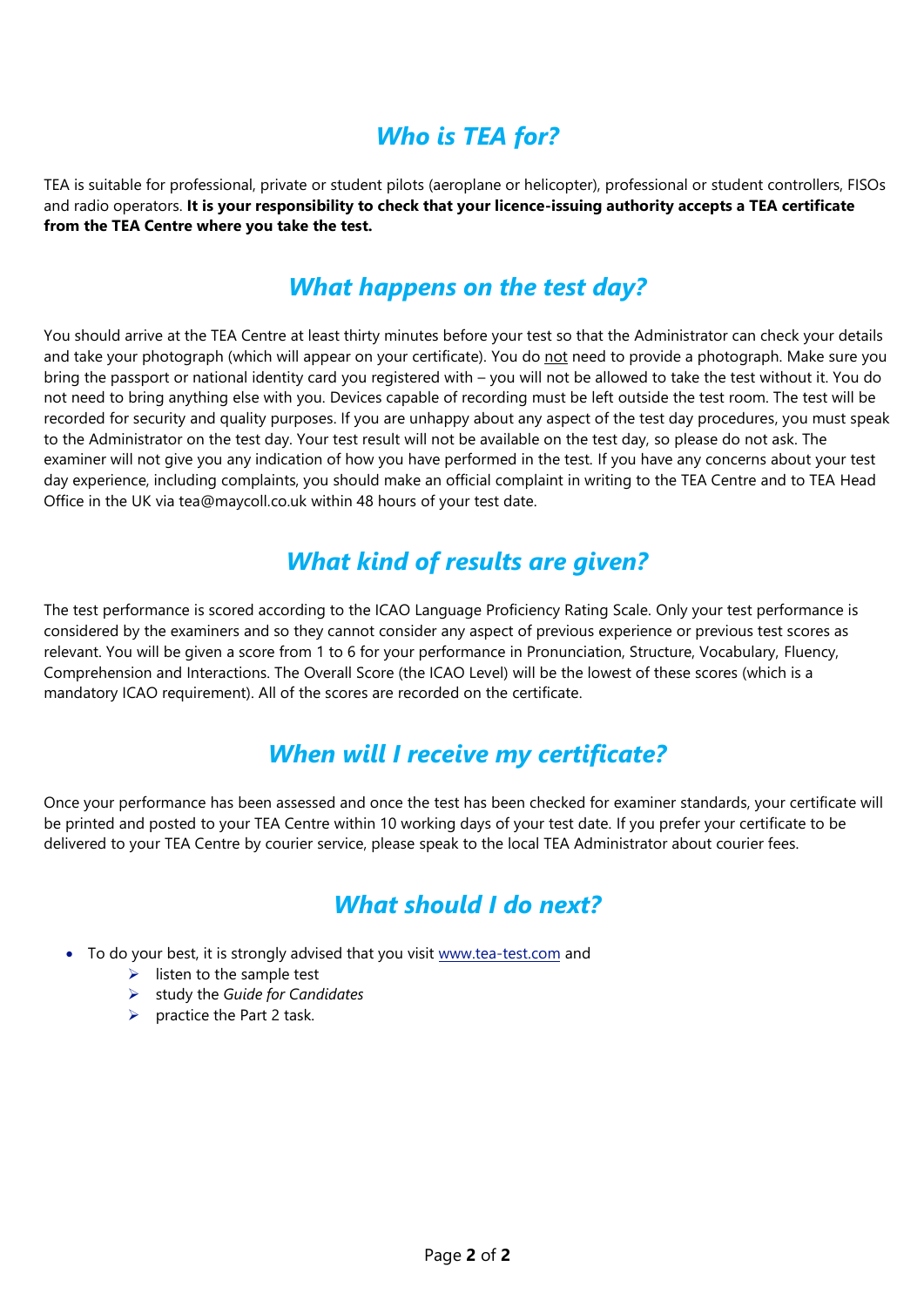## *Who is TEA for?*

TEA is suitable for professional, private or student pilots (aeroplane or helicopter), professional or student controllers, FISOs and radio operators. **It is your responsibility to check that your licence-issuing authority accepts a TEA certificate from the TEA Centre where you take the test.**

## *What happens on the test day?*

You should arrive at the TEA Centre at least thirty minutes before your test so that the Administrator can check your details and take your photograph (which will appear on your certificate). You do <u>not</u> need to provide a photograph. Make sure you bring the passport or national identity card you registered with – you will not be allowed to take the test without it. You do not need to bring anything else with you. Devices capable of recording must be left outside the test room. The test will be recorded for security and quality purposes. If you are unhappy about any aspect of the test day procedures, you must speak to the Administrator on the test day. Your test result will not be available on the test day, so please do not ask. The examiner will not give you any indication of how you have performed in the test. If you have any concerns about your test day experience, including complaints, you should make an official complaint in writing to the TEA Centre and to TEA Head Office in the UK via tea@maycoll.co.uk within 48 hours of your test date.

## *What kind of results are given?*

The test performance is scored according to the ICAO Language Proficiency Rating Scale. Only your test performance is considered by the examiners and so they cannot consider any aspect of previous experience or previous test scores as relevant. You will be given a score from 1 to 6 for your performance in Pronunciation, Structure, Vocabulary, Fluency, Comprehension and Interactions. The Overall Score (the ICAO Level) will be the lowest of these scores (which is a mandatory ICAO requirement). All of the scores are recorded on the certificate.

## *When will I receive my certificate?*

Once your performance has been assessed and once the test has been checked for examiner standards, your certificate will be printed and posted to your TEA Centre within 10 working days of your test date. If you prefer your certificate to be delivered to your TEA Centre by courier service, please speak to the local TEA Administrator about courier fees.

## *What should I do next?*

- To do your best, it is strongly advised that you visit www.tea-test.com and
    - listen to the sample test
    - study the *Guide for Candidates*
    - practice the Part 2 task.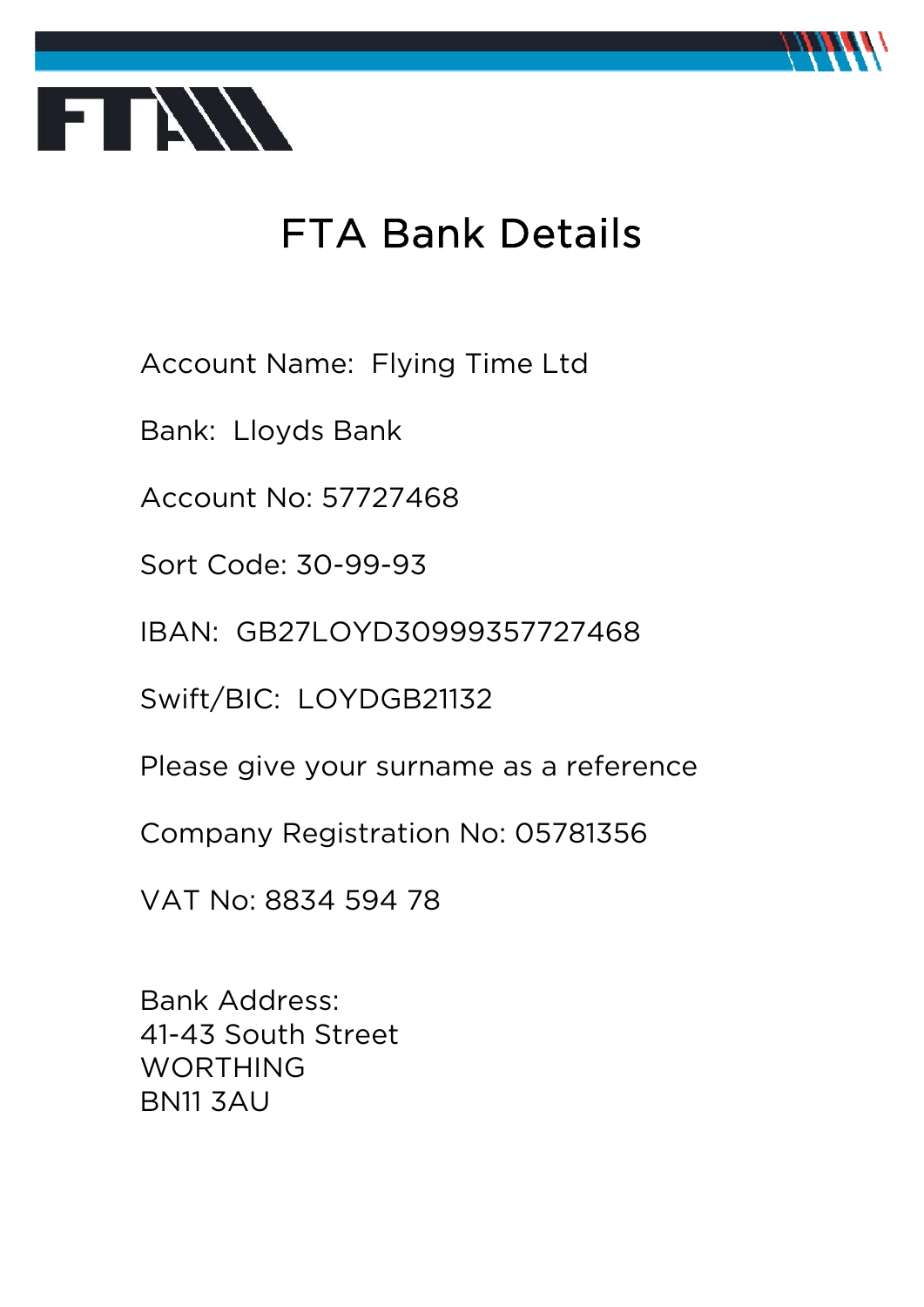# FTA Bank Details

Account Name: Flying Time Ltd

Bank: Lloyds Bank

Account No: 57727468

Sort Code: 30-99-93

IBAN: GB27LOYD30999357727468

Swift/BIC: LOYDGB21132

Please give your surname as a reference

Company Registration No: 05781356

VAT No: 8834 594 78

Bank Address:
41-43 South Street
WORTHING
BN11 3AU